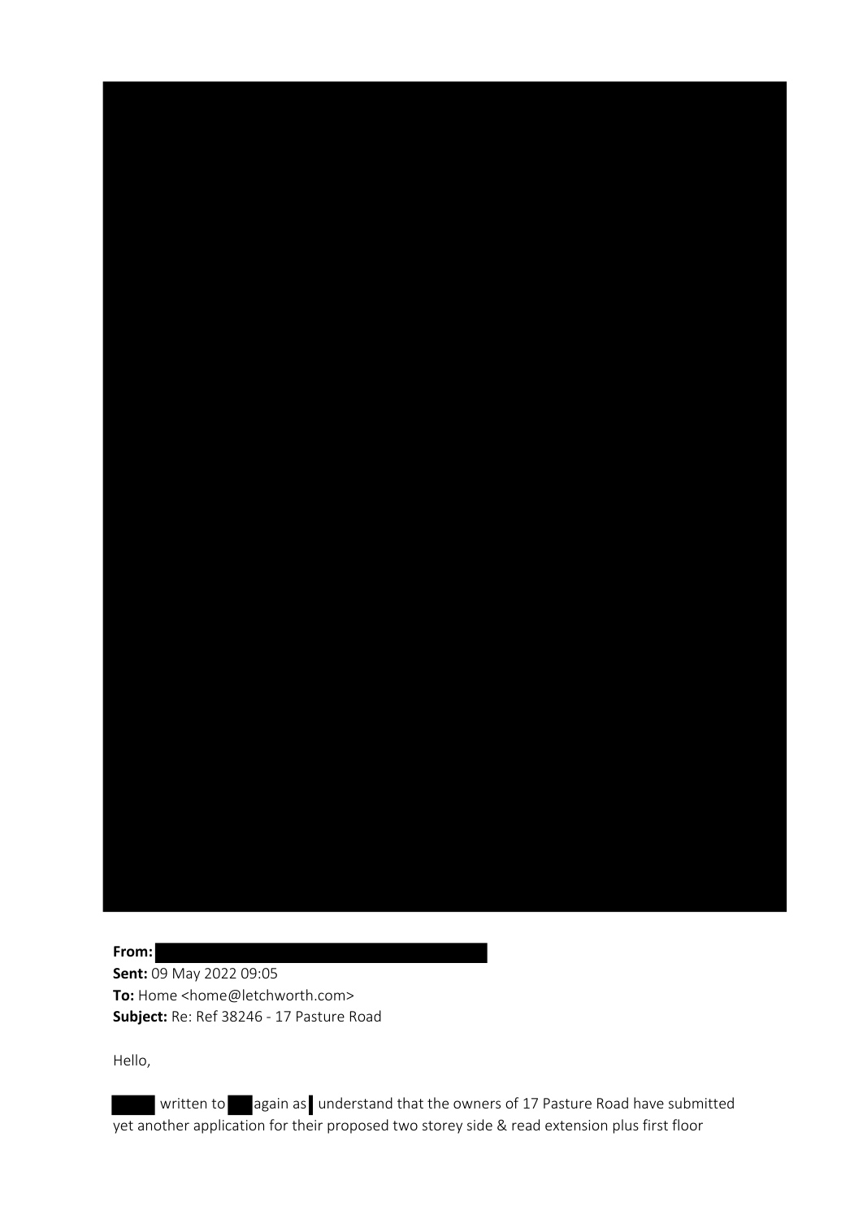**From:** 
**Sent:** 09 May 2022 09:05
**To:** Home <home@letchworth.com>
**Subject:** Re: Ref 38246 - 17 Pasture Road

Hello,

 written to  again as  understand that the owners of 17 Pasture Road have submitted yet another application for their proposed two storey side & read extension plus first floor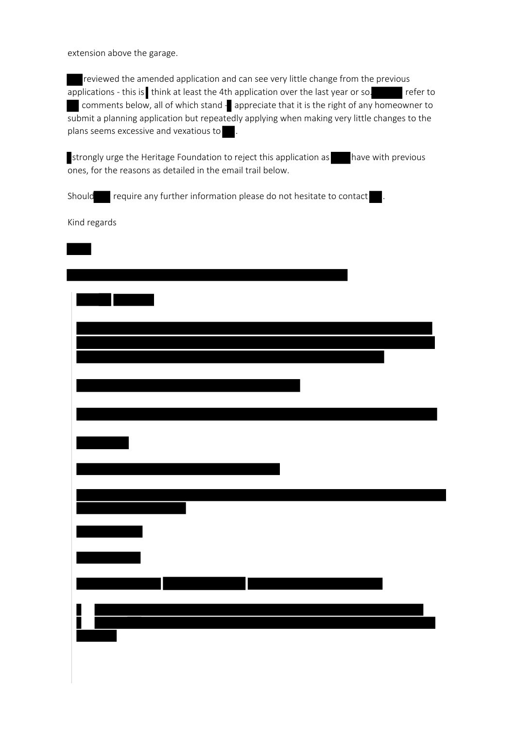extension above the garage.

reviewed the amended application and can see very little change from the previous applications - this is think at least the 4th application over the last year or so. refer to comments below, all of which stand - appreciate that it is the right of any homeowner to submit a planning application but repeatedly applying when making very little changes to the plans seems excessive and vexatious to .

strongly urge the Heritage Foundation to reject this application as have with previous ones, for the reasons as detailed in the email trail below.

Should require any further information please do not hesitate to contact .

Kind regards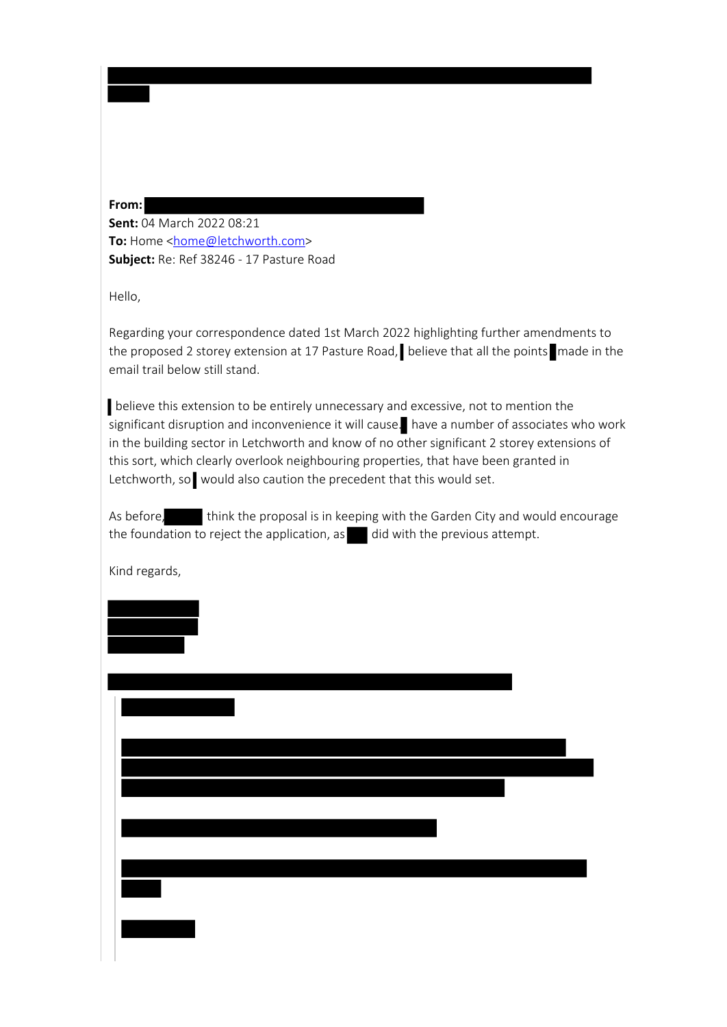**From:**
**Sent:** 04 March 2022 08:21
**To:** Home <home@letchworth.com>
**Subject:** Re: Ref 38246 - 17 Pasture Road

Hello,

Regarding your correspondence dated 1st March 2022 highlighting further amendments to the proposed 2 storey extension at 17 Pasture Road, believe that all the points made in the email trail below still stand.

believe this extension to be entirely unnecessary and excessive, not to mention the significant disruption and inconvenience it will cause. have a number of associates who work in the building sector in Letchworth and know of no other significant 2 storey extensions of this sort, which clearly overlook neighbouring properties, that have been granted in Letchworth, so would also caution the precedent that this would set.

As before, think the proposal is in keeping with the Garden City and would encourage the foundation to reject the application, as did with the previous attempt.

Kind regards,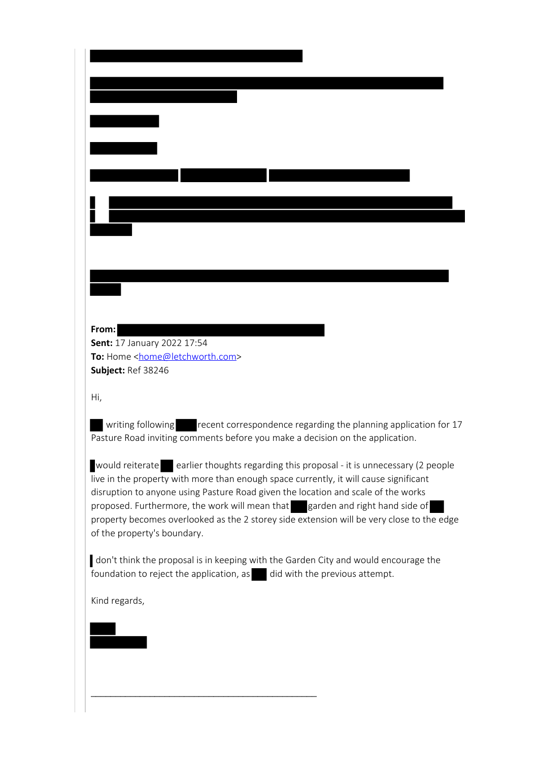**From:**
**Sent:** 17 January 2022 17:54
**To:** Home <home@letchworth.com>
**Subject:** Ref 38246

Hi,

writing following recent correspondence regarding the planning application for 17 Pasture Road inviting comments before you make a decision on the application.

would reiterate earlier thoughts regarding this proposal - it is unnecessary (2 people live in the property with more than enough space currently, it will cause significant disruption to anyone using Pasture Road given the location and scale of the works proposed. Furthermore, the work will mean that garden and right hand side of property becomes overlooked as the 2 storey side extension will be very close to the edge of the property's boundary.

don't think the proposal is in keeping with the Garden City and would encourage the foundation to reject the application, as did with the previous attempt.

Kind regards,

---